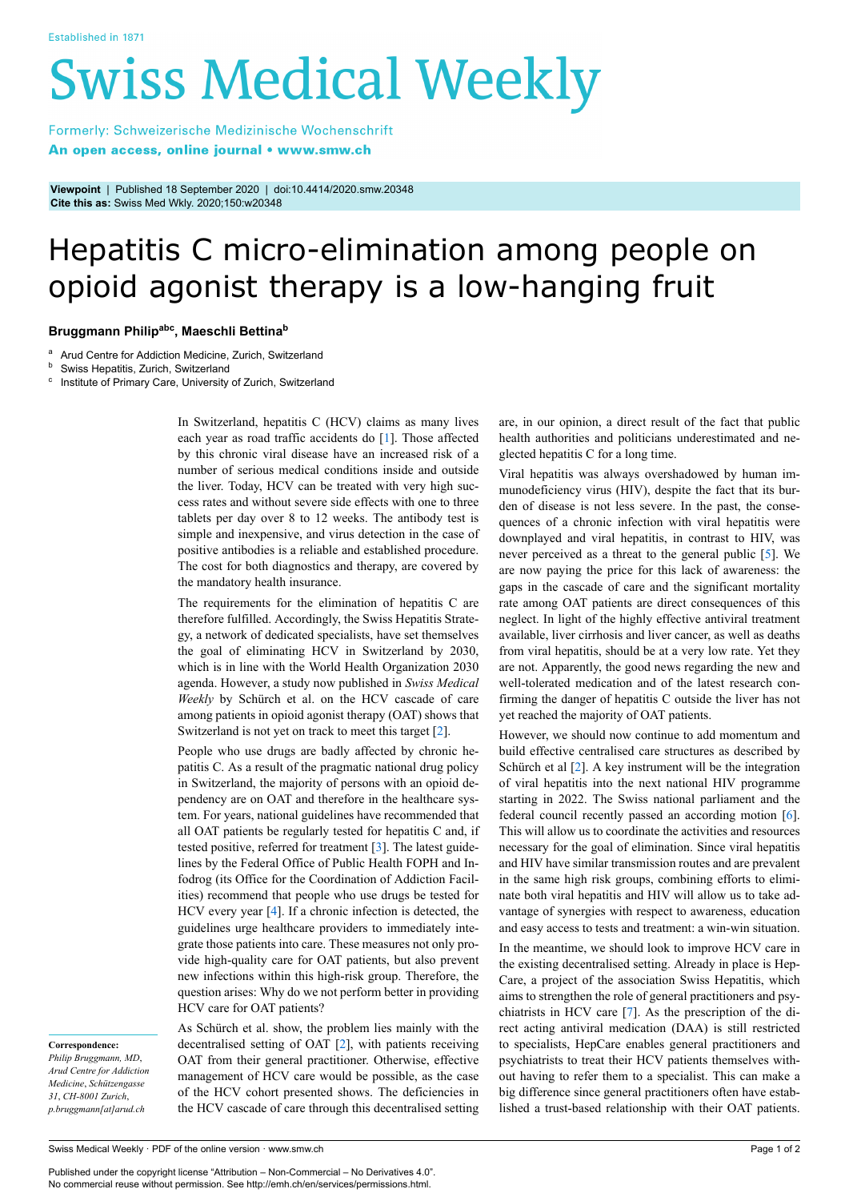Established in 1871

# Swiss Medical Weekly

Formerly: Schweizerische Medizinische Wochenschrift
**An open access, online journal • www.smw.ch**

**Viewpoint** | Published 18 September 2020 | doi:10.4414/2020.smw.20348
**Cite this as:** Swiss Med Wkly. 2020;150:w20348

# Hepatitis C micro-elimination among people on opioid agonist therapy is a low-hanging fruit

**Bruggmann Philip[abc], Maeschli Bettina[b]**

[a] Arud Centre for Addiction Medicine, Zurich, Switzerland
[b] Swiss Hepatitis, Zurich, Switzerland
[c] Institute of Primary Care, University of Zurich, Switzerland

In Switzerland, hepatitis C (HCV) claims as many lives each year as road traffic accidents do [1]. Those affected by this chronic viral disease have an increased risk of a number of serious medical conditions inside and outside the liver. Today, HCV can be treated with very high success rates and without severe side effects with one to three tablets per day over 8 to 12 weeks. The antibody test is simple and inexpensive, and virus detection in the case of positive antibodies is a reliable and established procedure. The cost for both diagnostics and therapy, are covered by the mandatory health insurance.

The requirements for the elimination of hepatitis C are therefore fulfilled. Accordingly, the Swiss Hepatitis Strategy, a network of dedicated specialists, have set themselves the goal of eliminating HCV in Switzerland by 2030, which is in line with the World Health Organization 2030 agenda. However, a study now published in *Swiss Medical Weekly* by Schürch et al. on the HCV cascade of care among patients in opioid agonist therapy (OAT) shows that Switzerland is not yet on track to meet this target [2].

People who use drugs are badly affected by chronic hepatitis C. As a result of the pragmatic national drug policy in Switzerland, the majority of persons with an opioid dependency are on OAT and therefore in the healthcare system. For years, national guidelines have recommended that all OAT patients be regularly tested for hepatitis C and, if tested positive, referred for treatment [3]. The latest guidelines by the Federal Office of Public Health FOPH and Infodrog (its Office for the Coordination of Addiction Facilities) recommend that people who use drugs be tested for HCV every year [4]. If a chronic infection is detected, the guidelines urge healthcare providers to immediately integrate those patients into care. These measures not only provide high-quality care for OAT patients, but also prevent new infections within this high-risk group. Therefore, the question arises: Why do we not perform better in providing HCV care for OAT patients?

As Schürch et al. show, the problem lies mainly with the decentralised setting of OAT [2], with patients receiving OAT from their general practitioner. Otherwise, effective management of HCV care would be possible, as the case of the HCV cohort presented shows. The deficiencies in the HCV cascade of care through this decentralised setting are, in our opinion, a direct result of the fact that public health authorities and politicians underestimated and neglected hepatitis C for a long time.

Viral hepatitis was always overshadowed by human immunodeficiency virus (HIV), despite the fact that its burden of disease is not less severe. In the past, the consequences of a chronic infection with viral hepatitis were downplayed and viral hepatitis, in contrast to HIV, was never perceived as a threat to the general public [5]. We are now paying the price for this lack of awareness: the gaps in the cascade of care and the significant mortality rate among OAT patients are direct consequences of this neglect. In light of the highly effective antiviral treatment available, liver cirrhosis and liver cancer, as well as deaths from viral hepatitis, should be at a very low rate. Yet they are not. Apparently, the good news regarding the new and well-tolerated medication and of the latest research confirming the danger of hepatitis C outside the liver has not yet reached the majority of OAT patients.

However, we should now continue to add momentum and build effective centralised care structures as described by Schürch et al [2]. A key instrument will be the integration of viral hepatitis into the next national HIV programme starting in 2022. The Swiss national parliament and the federal council recently passed an according motion [6]. This will allow us to coordinate the activities and resources necessary for the goal of elimination. Since viral hepatitis and HIV have similar transmission routes and are prevalent in the same high risk groups, combining efforts to eliminate both viral hepatitis and HIV will allow us to take advantage of synergies with respect to awareness, education and easy access to tests and treatment: a win-win situation.

In the meantime, we should look to improve HCV care in the existing decentralised setting. Already in place is HepCare, a project of the association Swiss Hepatitis, which aims to strengthen the role of general practitioners and psychiatrists in HCV care [7]. As the prescription of the direct acting antiviral medication (DAA) is still restricted to specialists, HepCare enables general practitioners and psychiatrists to treat their HCV patients themselves without having to refer them to a specialist. This can make a big difference since general practitioners often have established a trust-based relationship with their OAT patients.

**Correspondence:**
*Philip Bruggmann, MD, Arud Centre for Addiction Medicine, Schützengasse 31, CH-8001 Zurich, p.bruggmann[at]arud.ch*

Published under the copyright license "Attribution – Non-Commercial – No Derivatives 4.0".
No commercial reuse without permission. See http://emh.ch/en/services/permissions.html.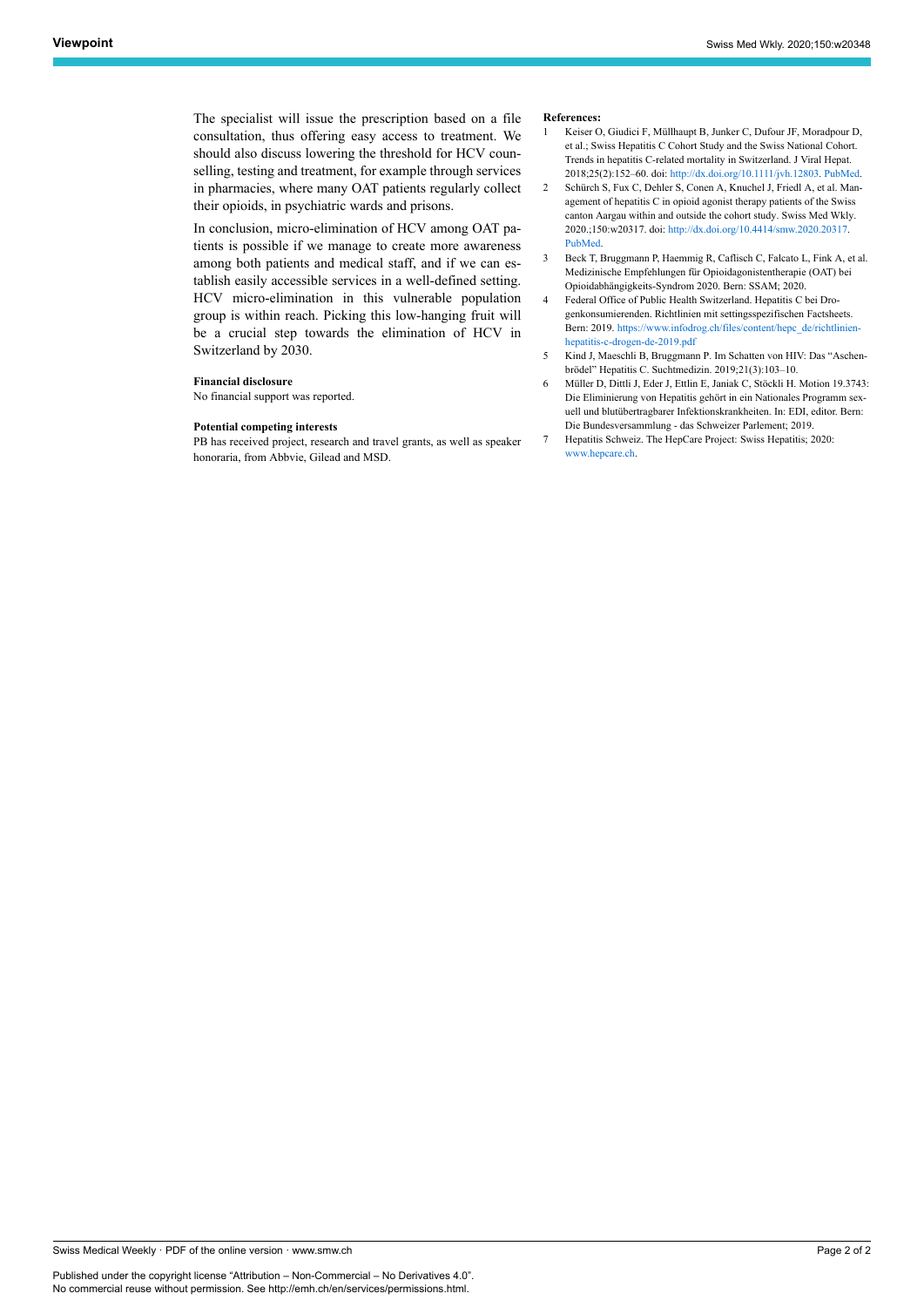The specialist will issue the prescription based on a file consultation, thus offering easy access to treatment. We should also discuss lowering the threshold for HCV counselling, testing and treatment, for example through services in pharmacies, where many OAT patients regularly collect their opioids, in psychiatric wards and prisons.

In conclusion, micro-elimination of HCV among OAT patients is possible if we manage to create more awareness among both patients and medical staff, and if we can establish easily accessible services in a well-defined setting. HCV micro-elimination in this vulnerable population group is within reach. Picking this low-hanging fruit will be a crucial step towards the elimination of HCV in Switzerland by 2030.

**Financial disclosure**

No financial support was reported.

**Potential competing interests**

PB has received project, research and travel grants, as well as speaker honoraria, from Abbvie, Gilead and MSD.

**References:**

1. Keiser O, Giudici F, Müllhaupt B, Junker C, Dufour JF, Moradpour D, et al.; Swiss Hepatitis C Cohort Study and the Swiss National Cohort. Trends in hepatitis C-related mortality in Switzerland. J Viral Hepat. 2018;25(2):152–60. doi: http://dx.doi.org/10.1111/jvh.12803. PubMed.
2. Schürch S, Fux C, Dehler S, Conen A, Knuchel J, Friedl A, et al. Management of hepatitis C in opioid agonist therapy patients of the Swiss canton Aargau within and outside the cohort study. Swiss Med Wkly. 2020.;150:w20317. doi: http://dx.doi.org/10.4414/smw.2020.20317. PubMed.
3. Beck T, Bruggmann P, Haemmig R, Caflisch C, Falcato L, Fink A, et al. Medizinische Empfehlungen für Opioidagonistentherapie (OAT) bei Opioidabhängigkeits-Syndrom 2020. Bern: SSAM; 2020.
4. Federal Office of Public Health Switzerland. Hepatitis C bei Drogenkonsumierenden. Richtlinien mit settingsspezifischen Factsheets. Bern: 2019. https://www.infodrog.ch/files/content/hepc_de/richtlinien-hepatitis-c-drogen-de-2019.pdf
5. Kind J, Maeschli B, Bruggmann P. Im Schatten von HIV: Das "Aschenbrödel" Hepatitis C. Suchtmedizin. 2019;21(3):103–10.
6. Müller D, Dittli J, Eder J, Ettlin E, Janiak C, Stöckli H. Motion 19.3743: Die Eliminierung von Hepatitis gehört in ein Nationales Programm sexuell und blutübertragbarer Infektionskrankheiten. In: EDI, editor. Bern: Die Bundesversammlung - das Schweizer Parlement; 2019.
7. Hepatitis Schweiz. The HepCare Project: Swiss Hepatitis; 2020: www.hepcare.ch.

Published under the copyright license "Attribution – Non-Commercial – No Derivatives 4.0".
No commercial reuse without permission. See http://emh.ch/en/services/permissions.html.